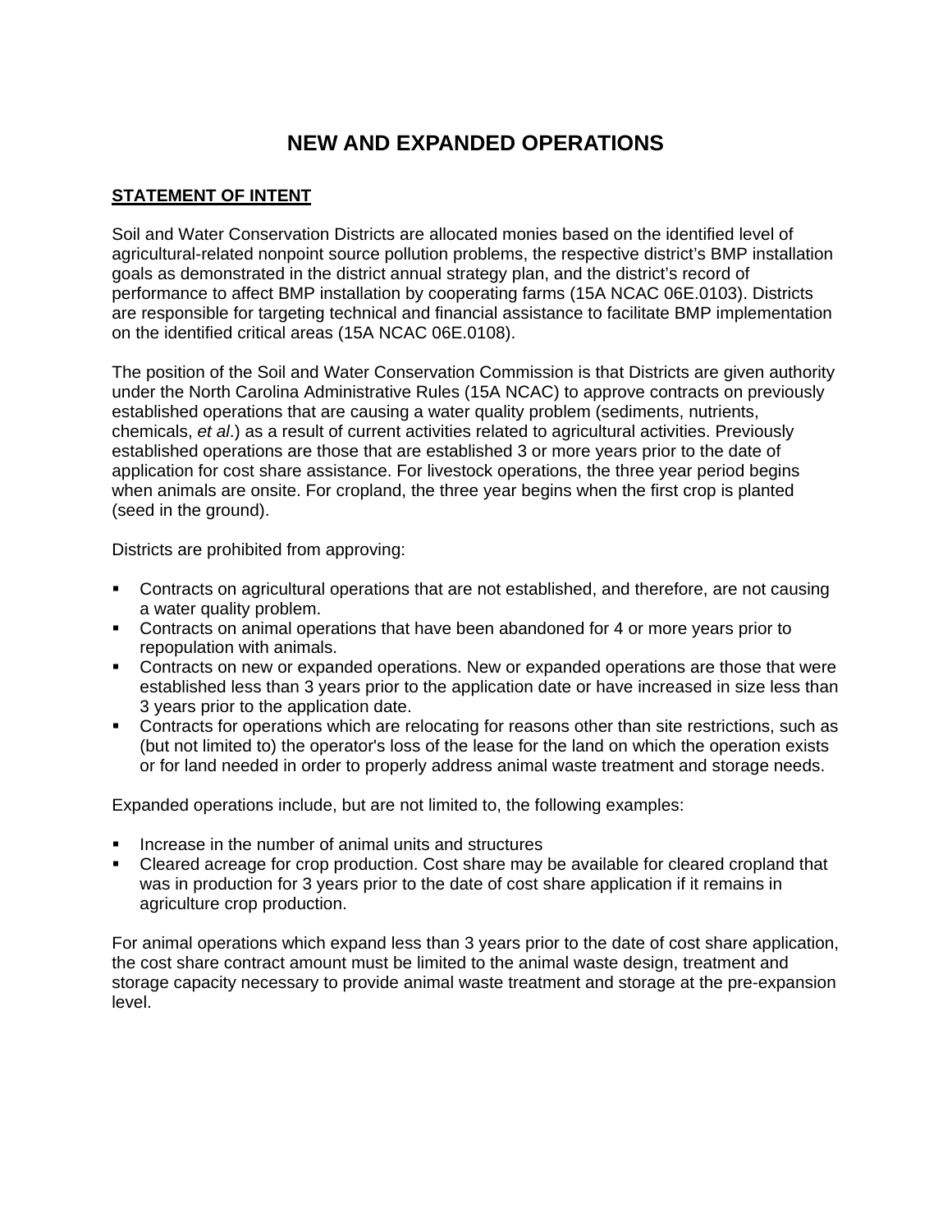# NEW AND EXPANDED OPERATIONS

## STATEMENT OF INTENT

Soil and Water Conservation Districts are allocated monies based on the identified level of agricultural-related nonpoint source pollution problems, the respective district's BMP installation goals as demonstrated in the district annual strategy plan, and the district's record of performance to affect BMP installation by cooperating farms (15A NCAC 06E.0103). Districts are responsible for targeting technical and financial assistance to facilitate BMP implementation on the identified critical areas (15A NCAC 06E.0108).

The position of the Soil and Water Conservation Commission is that Districts are given authority under the North Carolina Administrative Rules (15A NCAC) to approve contracts on previously established operations that are causing a water quality problem (sediments, nutrients, chemicals, *et al*.) as a result of current activities related to agricultural activities. Previously established operations are those that are established 3 or more years prior to the date of application for cost share assistance. For livestock operations, the three year period begins when animals are onsite. For cropland, the three year begins when the first crop is planted (seed in the ground).

Districts are prohibited from approving:

- Contracts on agricultural operations that are not established, and therefore, are not causing a water quality problem.
- Contracts on animal operations that have been abandoned for 4 or more years prior to repopulation with animals.
- Contracts on new or expanded operations. New or expanded operations are those that were established less than 3 years prior to the application date or have increased in size less than 3 years prior to the application date.
- Contracts for operations which are relocating for reasons other than site restrictions, such as (but not limited to) the operator's loss of the lease for the land on which the operation exists or for land needed in order to properly address animal waste treatment and storage needs.

Expanded operations include, but are not limited to, the following examples:

- Increase in the number of animal units and structures
- Cleared acreage for crop production. Cost share may be available for cleared cropland that was in production for 3 years prior to the date of cost share application if it remains in agriculture crop production.

For animal operations which expand less than 3 years prior to the date of cost share application, the cost share contract amount must be limited to the animal waste design, treatment and storage capacity necessary to provide animal waste treatment and storage at the pre-expansion level.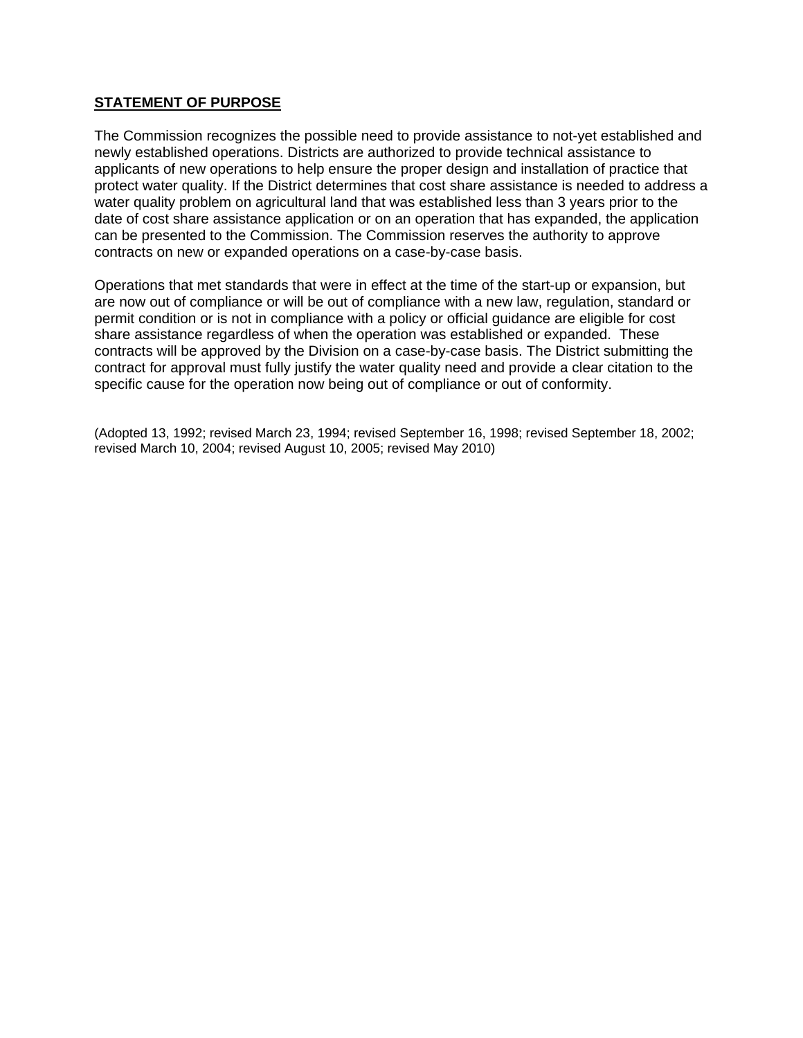**STATEMENT OF PURPOSE**

The Commission recognizes the possible need to provide assistance to not-yet established and newly established operations. Districts are authorized to provide technical assistance to applicants of new operations to help ensure the proper design and installation of practice that protect water quality. If the District determines that cost share assistance is needed to address a water quality problem on agricultural land that was established less than 3 years prior to the date of cost share assistance application or on an operation that has expanded, the application can be presented to the Commission. The Commission reserves the authority to approve contracts on new or expanded operations on a case-by-case basis.

Operations that met standards that were in effect at the time of the start-up or expansion, but are now out of compliance or will be out of compliance with a new law, regulation, standard or permit condition or is not in compliance with a policy or official guidance are eligible for cost share assistance regardless of when the operation was established or expanded. These contracts will be approved by the Division on a case-by-case basis. The District submitting the contract for approval must fully justify the water quality need and provide a clear citation to the specific cause for the operation now being out of compliance or out of conformity.

(Adopted 13, 1992; revised March 23, 1994; revised September 16, 1998; revised September 18, 2002; revised March 10, 2004; revised August 10, 2005; revised May 2010)